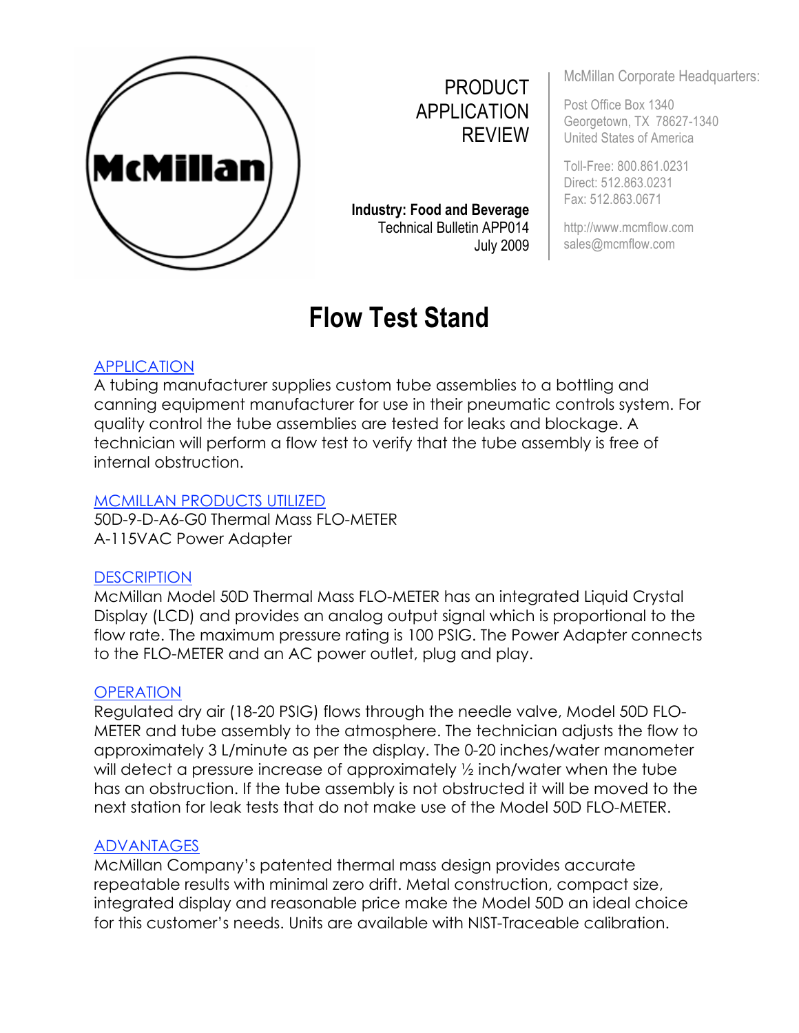McMillan

PRODUCT APPLICATION REVIEW

**Industry: Food and Beverage**
Technical Bulletin APP014
July 2009

McMillan Corporate Headquarters:

Post Office Box 1340
Georgetown, TX 78627-1340
United States of America

Toll-Free: 800.861.0231
Direct: 512.863.0231
Fax: 512.863.0671

http://www.mcmflow.com
sales@mcmflow.com

# Flow Test Stand

## APPLICATION

A tubing manufacturer supplies custom tube assemblies to a bottling and canning equipment manufacturer for use in their pneumatic controls system. For quality control the tube assemblies are tested for leaks and blockage. A technician will perform a flow test to verify that the tube assembly is free of internal obstruction.

## MCMILLAN PRODUCTS UTILIZED

50D-9-D-A6-G0 Thermal Mass FLO-METER
A-115VAC Power Adapter

## DESCRIPTION

McMillan Model 50D Thermal Mass FLO-METER has an integrated Liquid Crystal Display (LCD) and provides an analog output signal which is proportional to the flow rate. The maximum pressure rating is 100 PSIG. The Power Adapter connects to the FLO-METER and an AC power outlet, plug and play.

## OPERATION

Regulated dry air (18-20 PSIG) flows through the needle valve, Model 50D FLO-METER and tube assembly to the atmosphere. The technician adjusts the flow to approximately 3 L/minute as per the display. The 0-20 inches/water manometer will detect a pressure increase of approximately ½ inch/water when the tube has an obstruction. If the tube assembly is not obstructed it will be moved to the next station for leak tests that do not make use of the Model 50D FLO-METER.

## ADVANTAGES

McMillan Company's patented thermal mass design provides accurate repeatable results with minimal zero drift. Metal construction, compact size, integrated display and reasonable price make the Model 50D an ideal choice for this customer's needs. Units are available with NIST-Traceable calibration.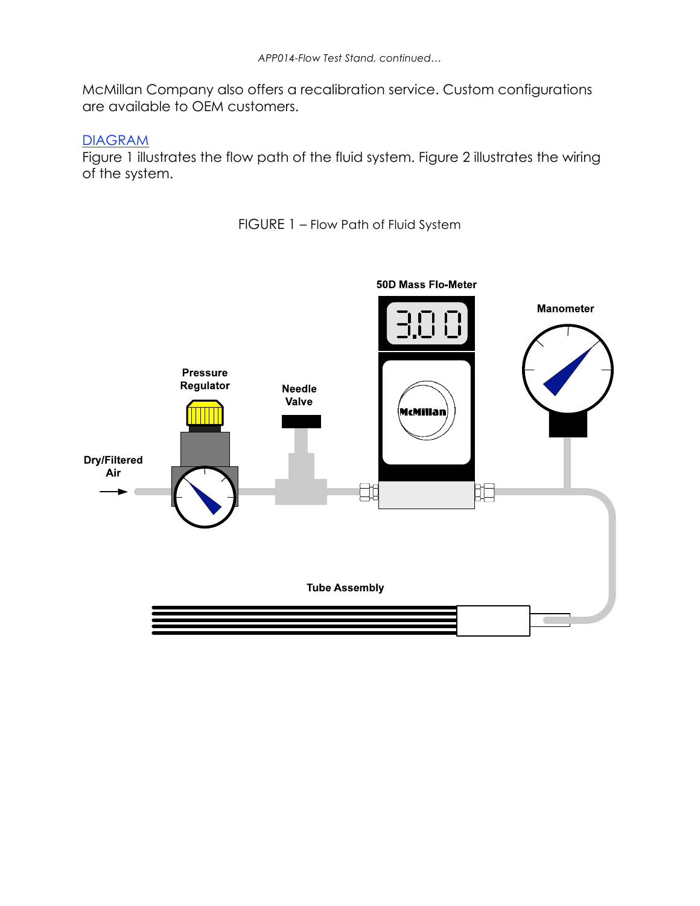McMillan Company also offers a recalibration service. Custom configurations are available to OEM customers.

## DIAGRAM

Figure 1 illustrates the flow path of the fluid system. Figure 2 illustrates the wiring of the system.

FIGURE 1 – Flow Path of Fluid System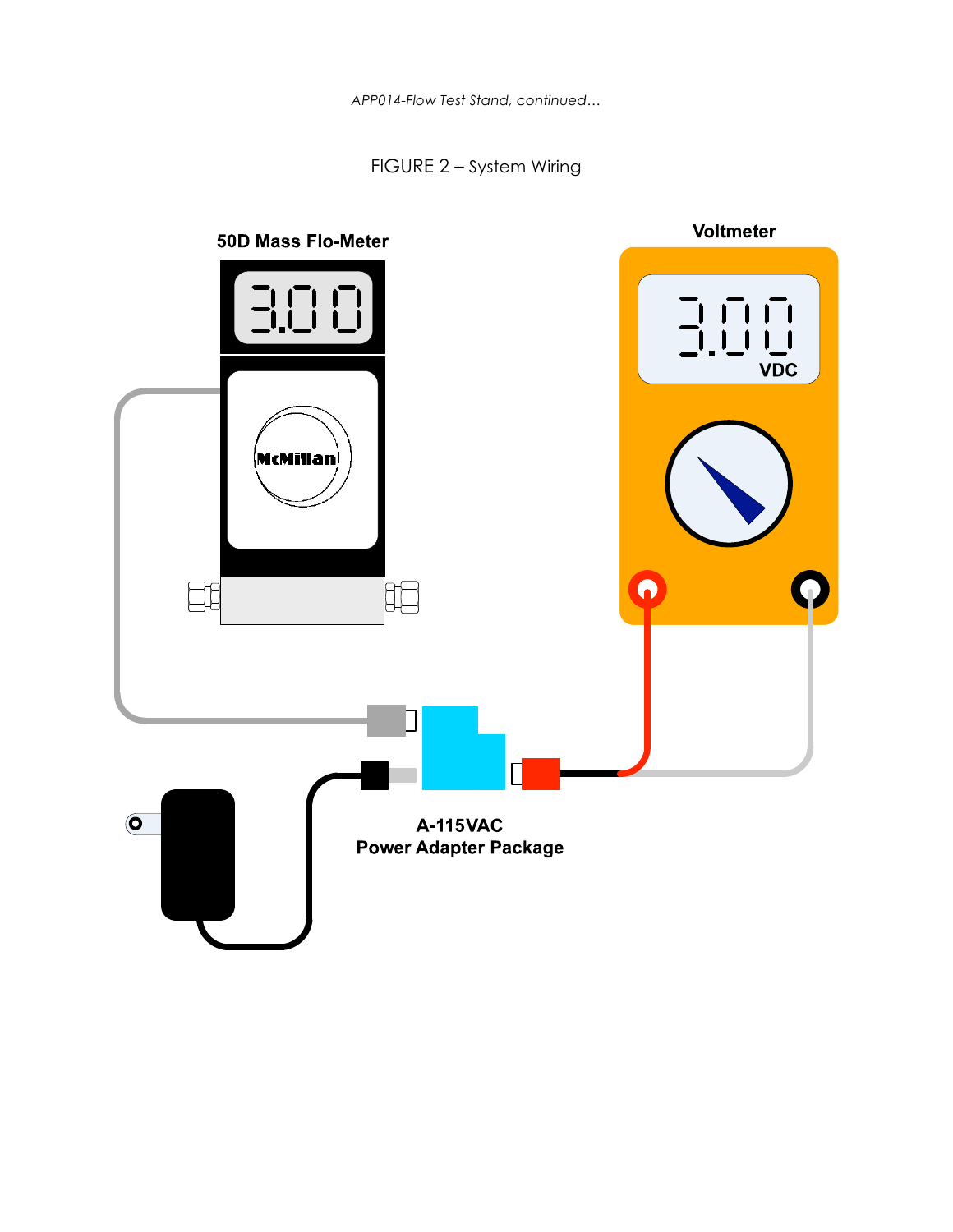FIGURE 2 – System Wiring

50D Mass Flo-Meter

3.00

McMillan

Voltmeter

3.00

VDC

A-115VAC
Power Adapter Package